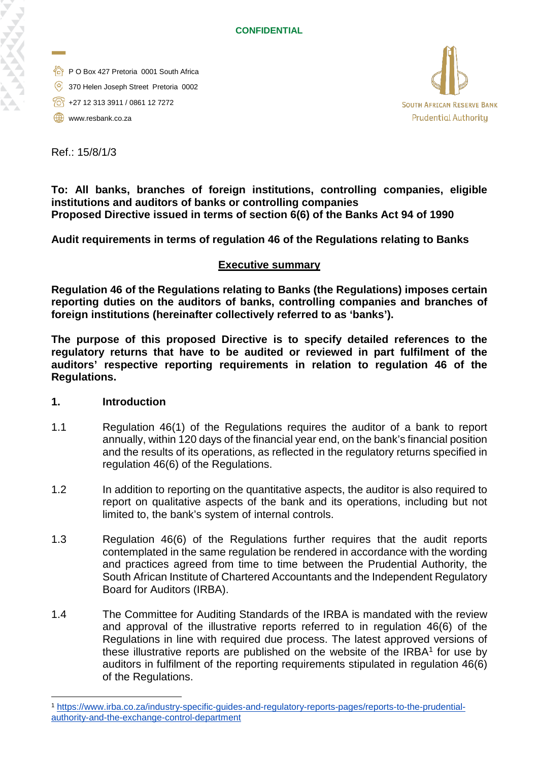CONFIDENTIAL

P O Box 427 Pretoria 0001 South Africa
370 Helen Joseph Street Pretoria 0002
+27 12 313 3911 / 0861 12 7272
www.resbank.co.za

SOUTH AFRICAN RESERVE BANK
Prudential Authority

Ref.: 15/8/1/3

**To: All banks, branches of foreign institutions, controlling companies, eligible institutions and auditors of banks or controlling companies**
**Proposed Directive issued in terms of section 6(6) of the Banks Act 94 of 1990**

**Audit requirements in terms of regulation 46 of the Regulations relating to Banks**

## Executive summary

**Regulation 46 of the Regulations relating to Banks (the Regulations) imposes certain reporting duties on the auditors of banks, controlling companies and branches of foreign institutions (hereinafter collectively referred to as 'banks').**

**The purpose of this proposed Directive is to specify detailed references to the regulatory returns that have to be audited or reviewed in part fulfilment of the auditors' respective reporting requirements in relation to regulation 46 of the Regulations.**

## 1. Introduction

1.1 Regulation 46(1) of the Regulations requires the auditor of a bank to report annually, within 120 days of the financial year end, on the bank's financial position and the results of its operations, as reflected in the regulatory returns specified in regulation 46(6) of the Regulations.

1.2 In addition to reporting on the quantitative aspects, the auditor is also required to report on qualitative aspects of the bank and its operations, including but not limited to, the bank's system of internal controls.

1.3 Regulation 46(6) of the Regulations further requires that the audit reports contemplated in the same regulation be rendered in accordance with the wording and practices agreed from time to time between the Prudential Authority, the South African Institute of Chartered Accountants and the Independent Regulatory Board for Auditors (IRBA).

1.4 The Committee for Auditing Standards of the IRBA is mandated with the review and approval of the illustrative reports referred to in regulation 46(6) of the Regulations in line with required due process. The latest approved versions of these illustrative reports are published on the website of the IRBA[1] for use by auditors in fulfilment of the reporting requirements stipulated in regulation 46(6) of the Regulations.

[1] https://www.irba.co.za/industry-specific-guides-and-regulatory-reports-pages/reports-to-the-prudential-authority-and-the-exchange-control-department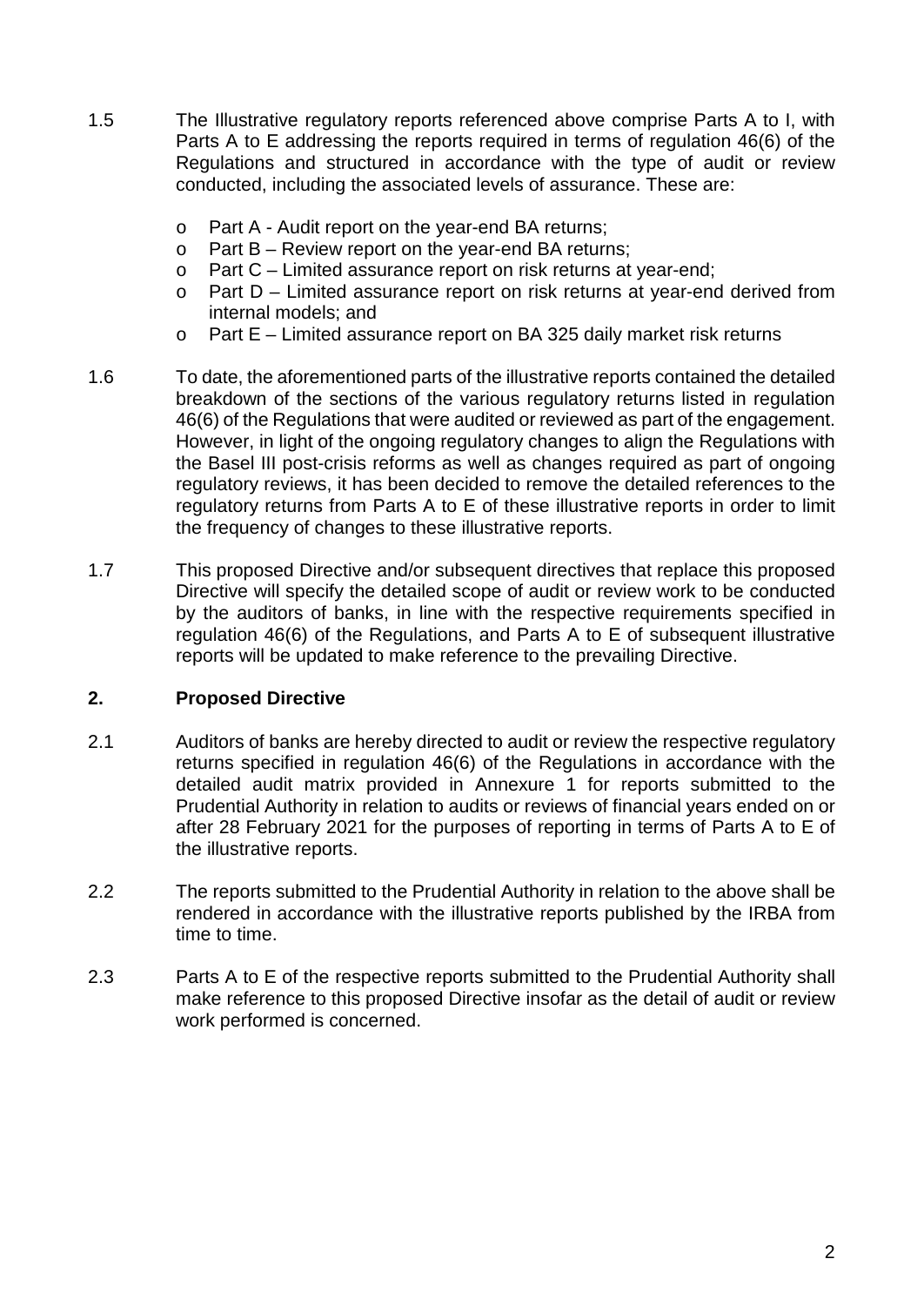1.5 The Illustrative regulatory reports referenced above comprise Parts A to I, with Parts A to E addressing the reports required in terms of regulation 46(6) of the Regulations and structured in accordance with the type of audit or review conducted, including the associated levels of assurance. These are:

- Part A - Audit report on the year-end BA returns;
- Part B – Review report on the year-end BA returns;
- Part C – Limited assurance report on risk returns at year-end;
- Part D – Limited assurance report on risk returns at year-end derived from internal models; and
- Part E – Limited assurance report on BA 325 daily market risk returns

1.6 To date, the aforementioned parts of the illustrative reports contained the detailed breakdown of the sections of the various regulatory returns listed in regulation 46(6) of the Regulations that were audited or reviewed as part of the engagement. However, in light of the ongoing regulatory changes to align the Regulations with the Basel III post-crisis reforms as well as changes required as part of ongoing regulatory reviews, it has been decided to remove the detailed references to the regulatory returns from Parts A to E of these illustrative reports in order to limit the frequency of changes to these illustrative reports.

1.7 This proposed Directive and/or subsequent directives that replace this proposed Directive will specify the detailed scope of audit or review work to be conducted by the auditors of banks, in line with the respective requirements specified in regulation 46(6) of the Regulations, and Parts A to E of subsequent illustrative reports will be updated to make reference to the prevailing Directive.

## 2. Proposed Directive

2.1 Auditors of banks are hereby directed to audit or review the respective regulatory returns specified in regulation 46(6) of the Regulations in accordance with the detailed audit matrix provided in Annexure 1 for reports submitted to the Prudential Authority in relation to audits or reviews of financial years ended on or after 28 February 2021 for the purposes of reporting in terms of Parts A to E of the illustrative reports.

2.2 The reports submitted to the Prudential Authority in relation to the above shall be rendered in accordance with the illustrative reports published by the IRBA from time to time.

2.3 Parts A to E of the respective reports submitted to the Prudential Authority shall make reference to this proposed Directive insofar as the detail of audit or review work performed is concerned.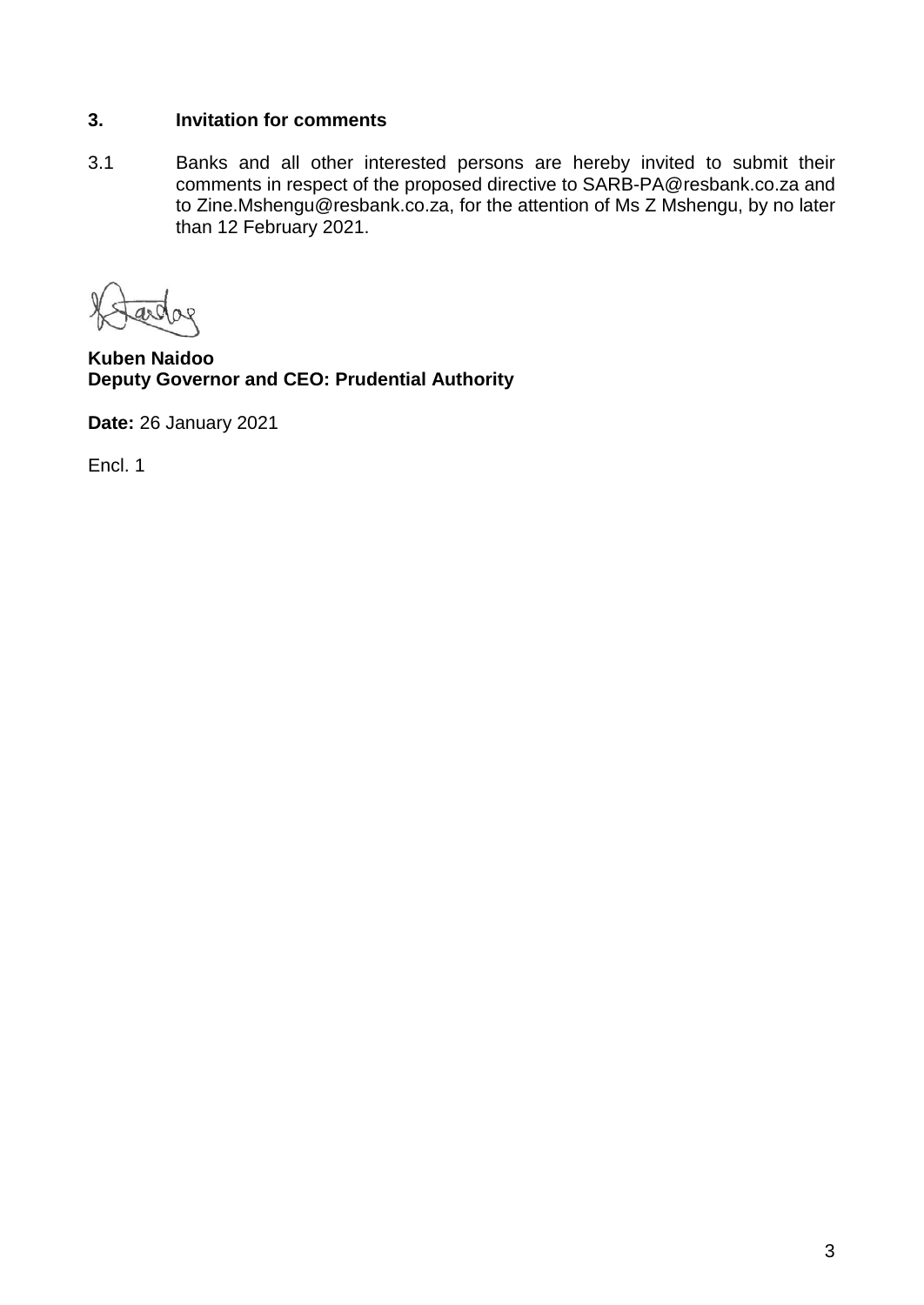## 3. Invitation for comments

3.1 Banks and all other interested persons are hereby invited to submit their comments in respect of the proposed directive to SARB-PA@resbank.co.za and to Zine.Mshengu@resbank.co.za, for the attention of Ms Z Mshengu, by no later than 12 February 2021.

**Kuben Naidoo**
**Deputy Governor and CEO: Prudential Authority**

**Date:** 26 January 2021

Encl. 1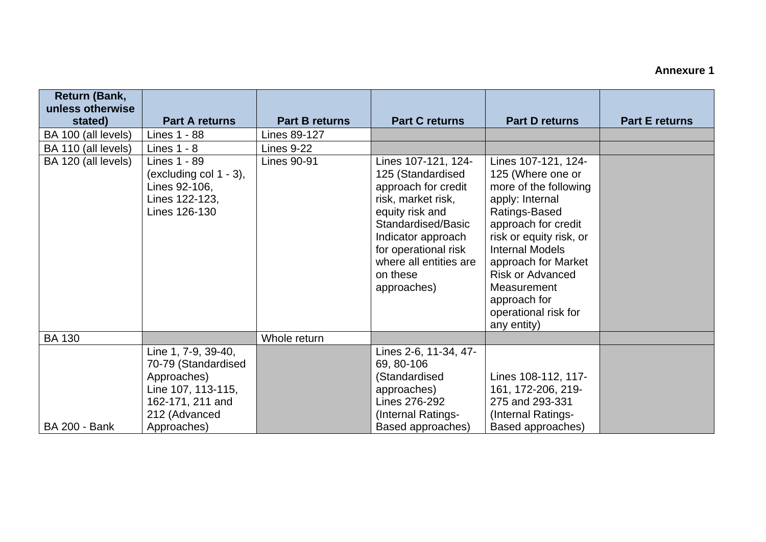**Annexure 1**

| Return (Bank, unless otherwise stated) | Part A returns | Part B returns | Part C returns | Part D returns | Part E returns |
|---|---|---|---|---|---|
| BA 100 (all levels) | Lines 1 - 88 | Lines 89-127 | | | |
| BA 110 (all levels) | Lines 1 - 8 | Lines 9-22 | | | |
| BA 120 (all levels) | Lines 1 - 89 (excluding col 1 - 3), Lines 92-106, Lines 122-123, Lines 126-130 | Lines 90-91 | Lines 107-121, 124-125 (Standardised approach for credit risk, market risk, equity risk and Standardised/Basic Indicator approach for operational risk where all entities are on these approaches) | Lines 107-121, 124-125 (Where one or more of the following apply: Internal Ratings-Based approach for credit risk or equity risk, or Internal Models approach for Market Risk or Advanced Measurement approach for operational risk for any entity) | |
| BA 130 | | Whole return | | | |
| BA 200 - Bank | Line 1, 7-9, 39-40, 70-79 (Standardised Approaches) Line 107, 113-115, 162-171, 211 and 212 (Advanced Approaches) | | Lines 2-6, 11-34, 47-69, 80-106 (Standardised approaches) Lines 276-292 (Internal Ratings-Based approaches) | Lines 108-112, 117-161, 172-206, 219-275 and 293-331 (Internal Ratings-Based approaches) | |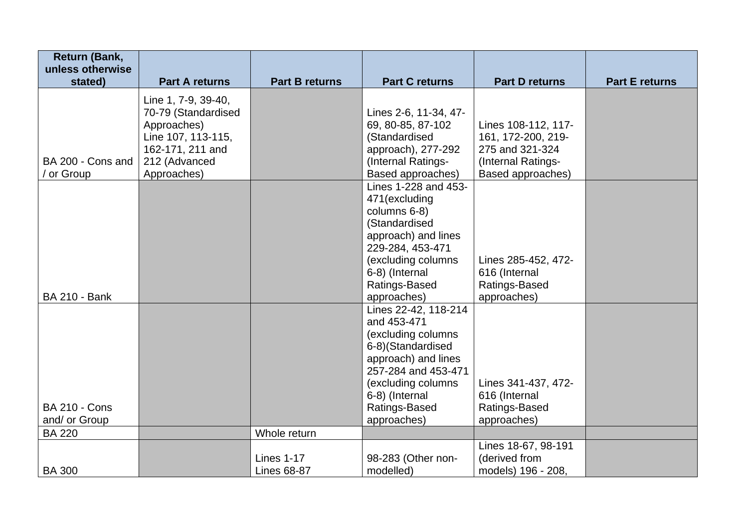| Return (Bank, unless otherwise stated) | Part A returns | Part B returns | Part C returns | Part D returns | Part E returns |
|---|---|---|---|---|---|
| BA 200 - Cons and / or Group | Line 1, 7-9, 39-40, 70-79 (Standardised Approaches)<br>Line 107, 113-115, 162-171, 211 and 212 (Advanced Approaches) | | Lines 2-6, 11-34, 47-69, 80-85, 87-102 (Standardised approach), 277-292 (Internal Ratings-Based approaches) | Lines 108-112, 117-161, 172-200, 219-275 and 321-324 (Internal Ratings-Based approaches) | |
| BA 210 - Bank | | | Lines 1-228 and 453-471(excluding columns 6-8) (Standardised approach) and lines 229-284, 453-471 (excluding columns 6-8) (Internal Ratings-Based approaches) | Lines 285-452, 472-616 (Internal Ratings-Based approaches) | |
| BA 210 - Cons and/ or Group | | | Lines 22-42, 118-214 and 453-471 (excluding columns 6-8)(Standardised approach) and lines 257-284 and 453-471 (excluding columns 6-8) (Internal Ratings-Based approaches) | Lines 341-437, 472-616 (Internal Ratings-Based approaches) | |
| BA 220 | | Whole return | | | |
| BA 300 | | Lines 1-17<br>Lines 68-87 | 98-283 (Other non-modelled) | Lines 18-67, 98-191 (derived from models) 196 - 208, | |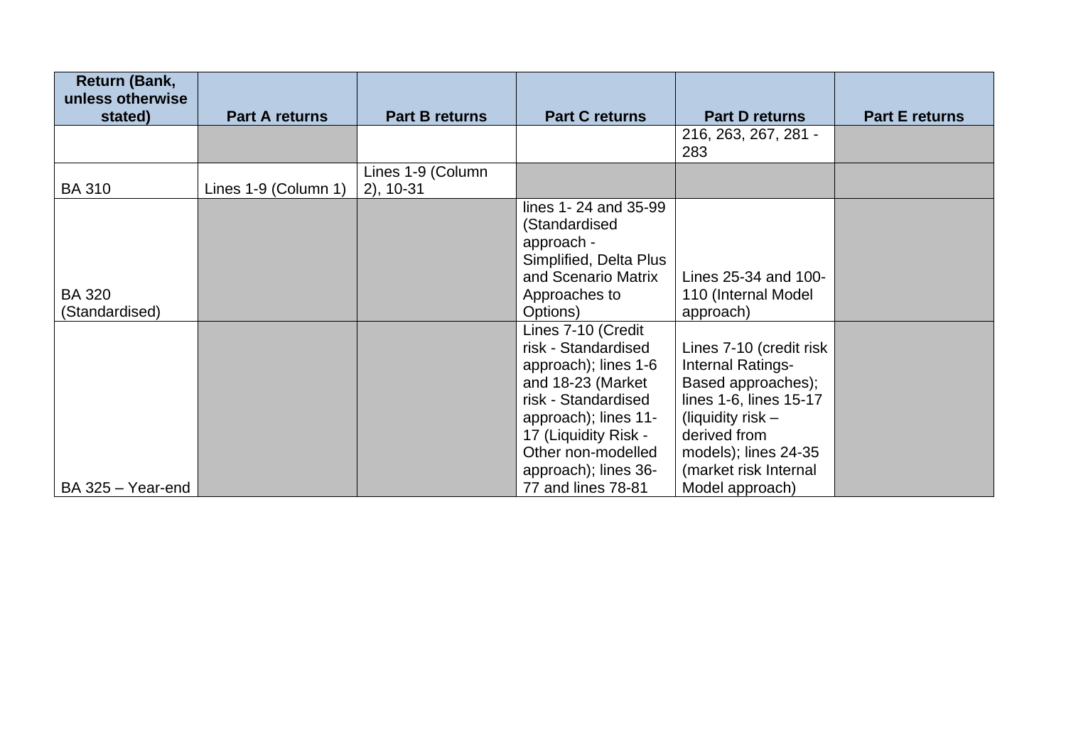| Return (Bank, unless otherwise stated) | Part A returns | Part B returns | Part C returns | Part D returns | Part E returns |
| --- | --- | --- | --- | --- | --- |
| | | | | 216, 263, 267, 281 - 283 | |
| BA 310 | Lines 1-9 (Column 1) | Lines 1-9 (Column 2), 10-31 | | | |
| BA 320 (Standardised) | | | lines 1- 24 and 35-99 (Standardised approach - Simplified, Delta Plus and Scenario Matrix Approaches to Options) | Lines 25-34 and 100-110 (Internal Model approach) | |
| BA 325 – Year-end | | | Lines 7-10 (Credit risk - Standardised approach); lines 1-6 and 18-23 (Market risk - Standardised approach); lines 11-17 (Liquidity Risk - Other non-modelled approach); lines 36-77 and lines 78-81 | Lines 7-10 (credit risk Internal Ratings-Based approaches); lines 1-6, lines 15-17 (liquidity risk – derived from models); lines 24-35 (market risk Internal Model approach) | |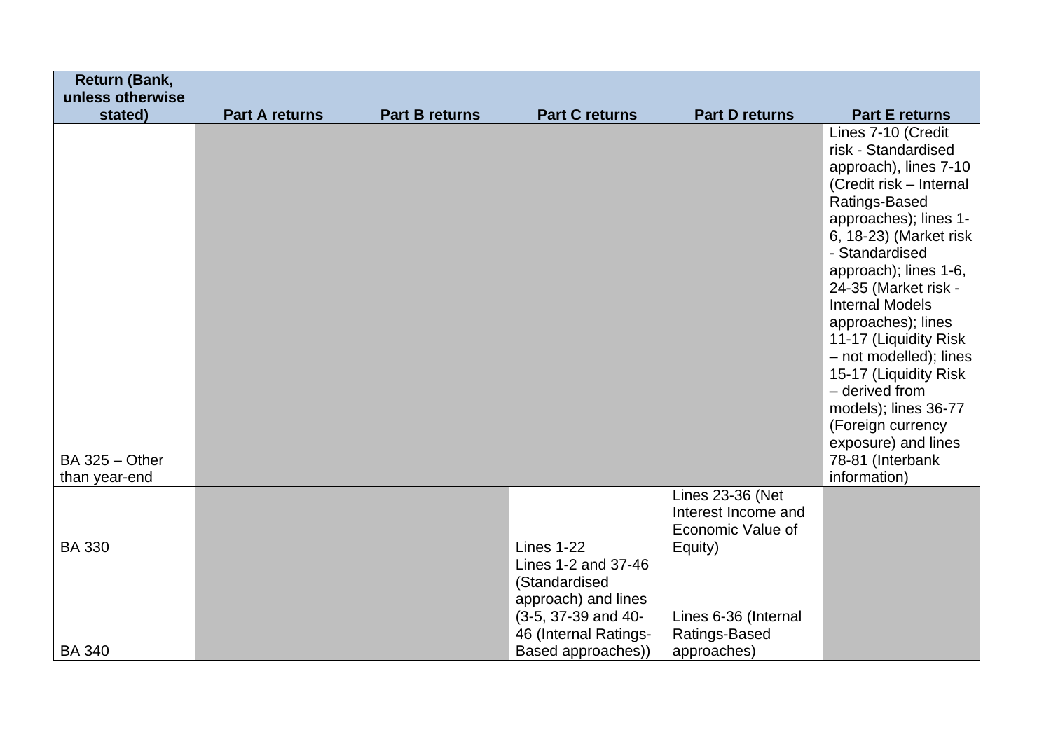| Return (Bank, unless otherwise stated) | Part A returns | Part B returns | Part C returns | Part D returns | Part E returns |
|---|---|---|---|---|---|
| BA 325 – Other than year-end | | | | | Lines 7-10 (Credit risk - Standardised approach), lines 7-10 (Credit risk – Internal Ratings-Based approaches); lines 1-6, 18-23) (Market risk - Standardised approach); lines 1-6, 24-35 (Market risk - Internal Models approaches); lines 11-17 (Liquidity Risk – not modelled); lines 15-17 (Liquidity Risk – derived from models); lines 36-77 (Foreign currency exposure) and lines 78-81 (Interbank information) |
| BA 330 | | | Lines 1-22 | Lines 23-36 (Net Interest Income and Economic Value of Equity) | |
| BA 340 | | | Lines 1-2 and 37-46 (Standardised approach) and lines (3-5, 37-39 and 40-46 (Internal Ratings-Based approaches)) | Lines 6-36 (Internal Ratings-Based approaches) | |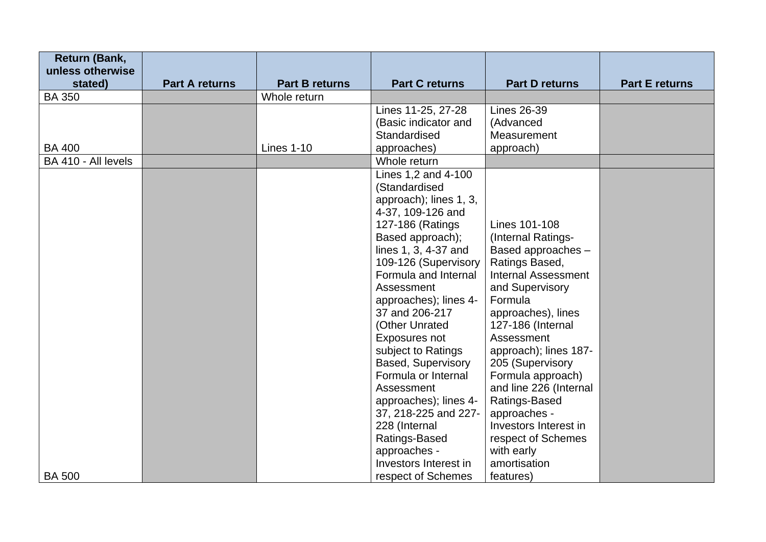| Return (Bank, unless otherwise stated) | Part A returns | Part B returns | Part C returns | Part D returns | Part E returns |
|---|---|---|---|---|---|
| BA 350 | | Whole return | | | |
| BA 400 | | Lines 1-10 | Lines 11-25, 27-28 (Basic indicator and Standardised approaches) | Lines 26-39 (Advanced Measurement approach) | |
| BA 410 - All levels | | | Whole return | | |
| BA 500 | | | Lines 1,2 and 4-100 (Standardised approach); lines 1, 3, 4-37, 109-126 and 127-186 (Ratings Based approach); lines 1, 3, 4-37 and 109-126 (Supervisory Formula and Internal Assessment approaches); lines 4-37 and 206-217 (Other Unrated Exposures not subject to Ratings Based, Supervisory Formula or Internal Assessment approaches); lines 4-37, 218-225 and 227-228 (Internal Ratings-Based approaches - Investors Interest in respect of Schemes | Lines 101-108 (Internal Ratings-Based approaches – Ratings Based, Internal Assessment and Supervisory Formula approaches), lines 127-186 (Internal Assessment approach); lines 187-205 (Supervisory Formula approach) and line 226 (Internal Ratings-Based approaches - Investors Interest in respect of Schemes with early amortisation features) | |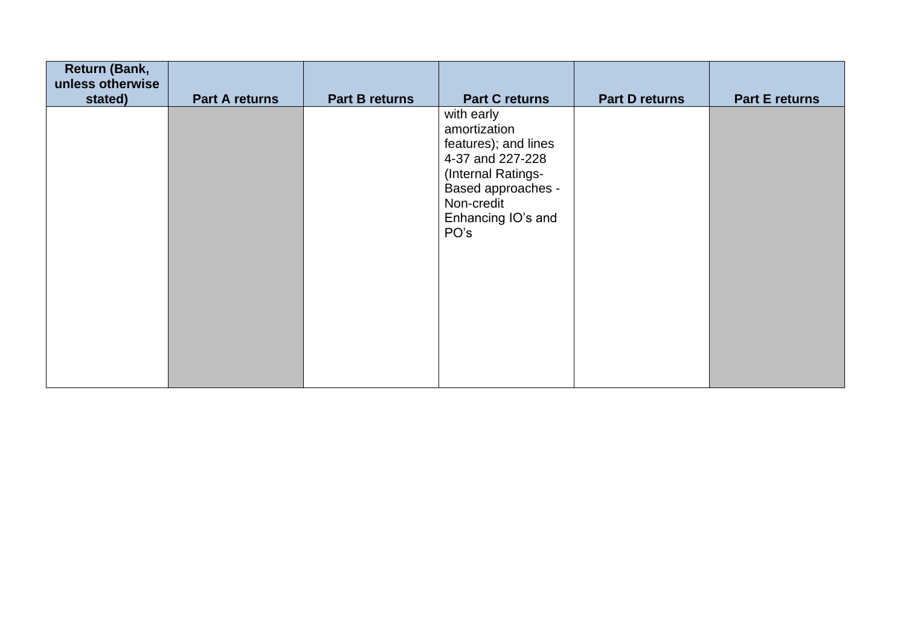| Return (Bank, unless otherwise stated) | Part A returns | Part B returns | Part C returns | Part D returns | Part E returns |
|---|---|---|---|---|---|
| | | | with early amortization features); and lines 4-37 and 227-228 (Internal Ratings-Based approaches - Non-credit Enhancing IO's and PO's | | |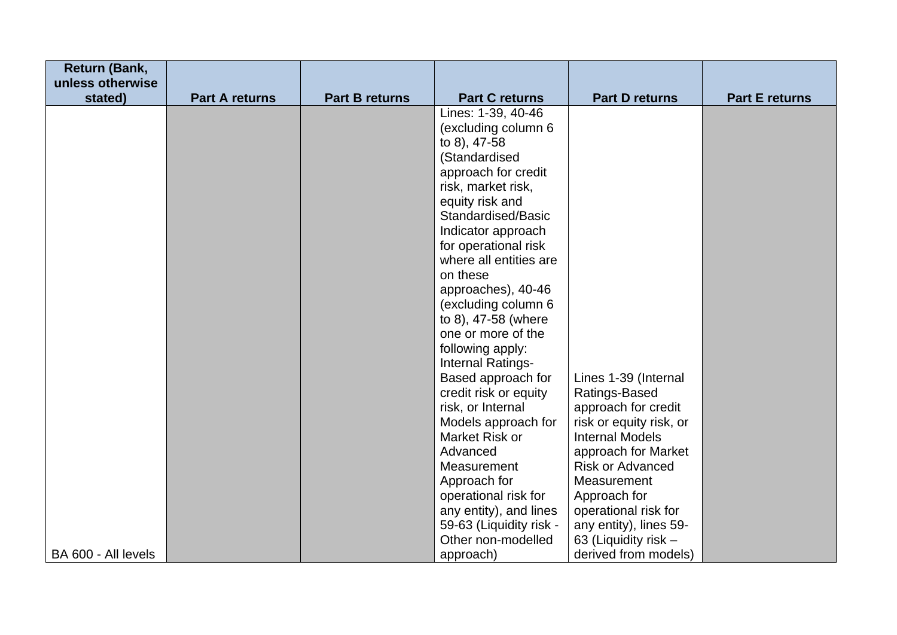| Return (Bank, unless otherwise stated) | Part A returns | Part B returns | Part C returns | Part D returns | Part E returns |
|---|---|---|---|---|---|
| BA 600 - All levels | | | Lines: 1-39, 40-46 (excluding column 6 to 8), 47-58 (Standardised approach for credit risk, market risk, equity risk and Standardised/Basic Indicator approach for operational risk where all entities are on these approaches), 40-46 (excluding column 6 to 8), 47-58 (where one or more of the following apply: Internal Ratings-Based approach for credit risk or equity risk, or Internal Models approach for Market Risk or Advanced Measurement Approach for operational risk for any entity), and lines 59-63 (Liquidity risk - Other non-modelled approach) | Lines 1-39 (Internal Ratings-Based approach for credit risk or equity risk, or Internal Models approach for Market Risk or Advanced Measurement Approach for operational risk for any entity), lines 59-63 (Liquidity risk – derived from models) | |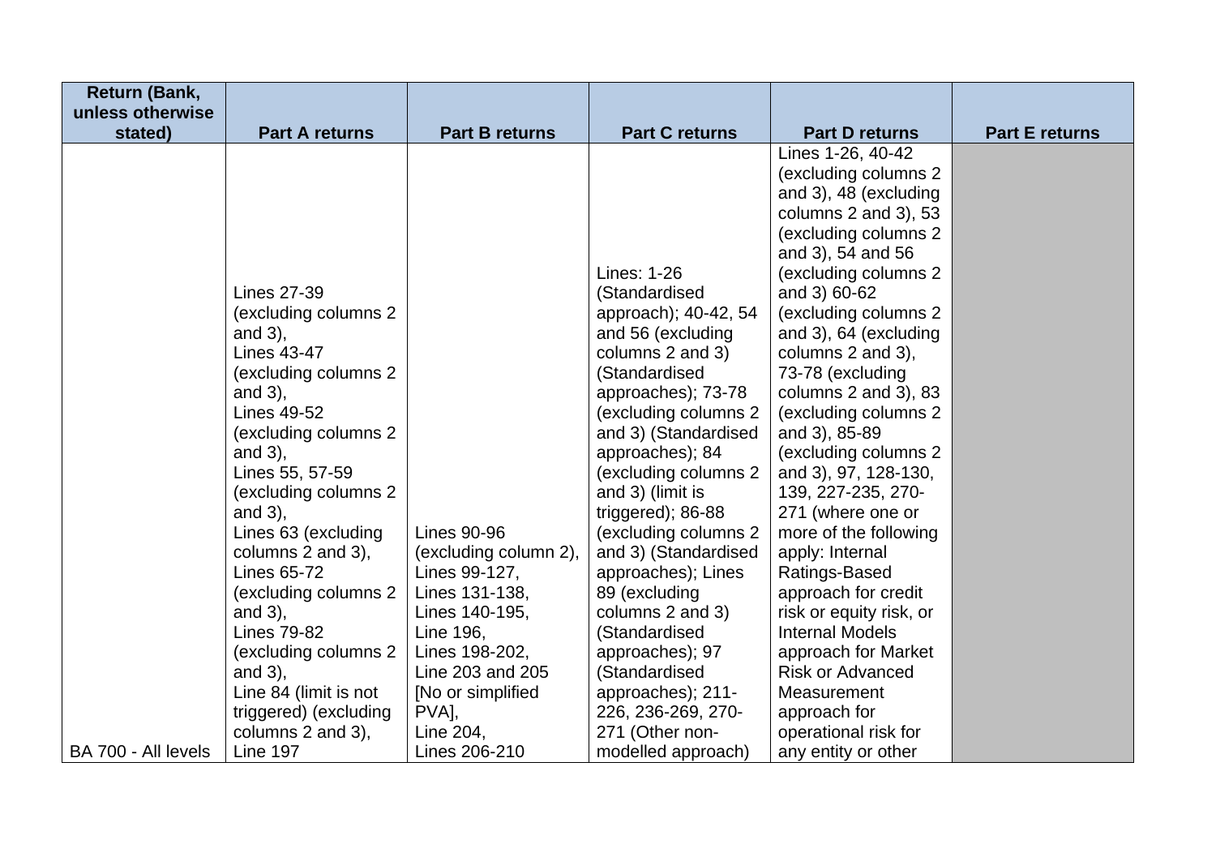| Return (Bank, unless otherwise stated) | Part A returns | Part B returns | Part C returns | Part D returns | Part E returns |
|---|---|---|---|---|---|
| BA 700 - All levels | Lines 27-39 (excluding columns 2 and 3), Lines 43-47 (excluding columns 2 and 3), Lines 49-52 (excluding columns 2 and 3), Lines 55, 57-59 (excluding columns 2 and 3), Lines 63 (excluding columns 2 and 3), Lines 65-72 (excluding columns 2 and 3), Lines 79-82 (excluding columns 2 and 3), Line 84 (limit is not triggered) (excluding columns 2 and 3), Line 197 | Lines 90-96 (excluding column 2), Lines 99-127, Lines 131-138, Lines 140-195, Line 196, Lines 198-202, Line 203 and 205 [No or simplified PVA], Line 204, Lines 206-210 | Lines: 1-26 (Standardised approach); 40-42, 54 and 56 (excluding columns 2 and 3) (Standardised approaches); 73-78 (excluding columns 2 and 3) (Standardised approaches); 84 (excluding columns 2 and 3) (limit is triggered); 86-88 (excluding columns 2 and 3) (Standardised approaches); Lines 89 (excluding columns 2 and 3) (Standardised approaches); 97 (Standardised approaches); 211-226, 236-269, 270-271 (Other non-modelled approach) | Lines 1-26, 40-42 (excluding columns 2 and 3), 48 (excluding columns 2 and 3), 53 (excluding columns 2 and 3), 54 and 56 (excluding columns 2 and 3) 60-62 (excluding columns 2 and 3), 64 (excluding columns 2 and 3), 73-78 (excluding columns 2 and 3), 83 (excluding columns 2 and 3), 85-89 (excluding columns 2 and 3), 97, 128-130, 139, 227-235, 270-271 (where one or more of the following apply: Internal Ratings-Based approach for credit risk or equity risk, or Internal Models approach for Market Risk or Advanced Measurement approach for operational risk for any entity or other | |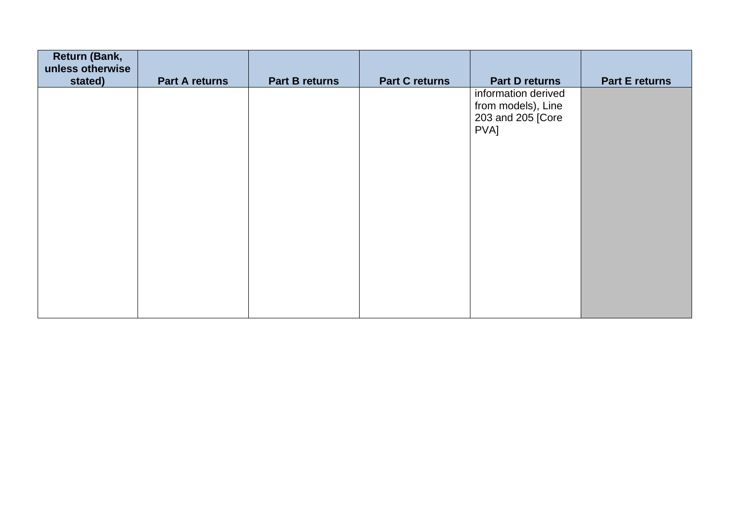| Return (Bank, unless otherwise stated) | Part A returns | Part B returns | Part C returns | Part D returns | Part E returns |
| --- | --- | --- | --- | --- | --- |
| | | | | information derived from models), Line 203 and 205 [Core PVA] | |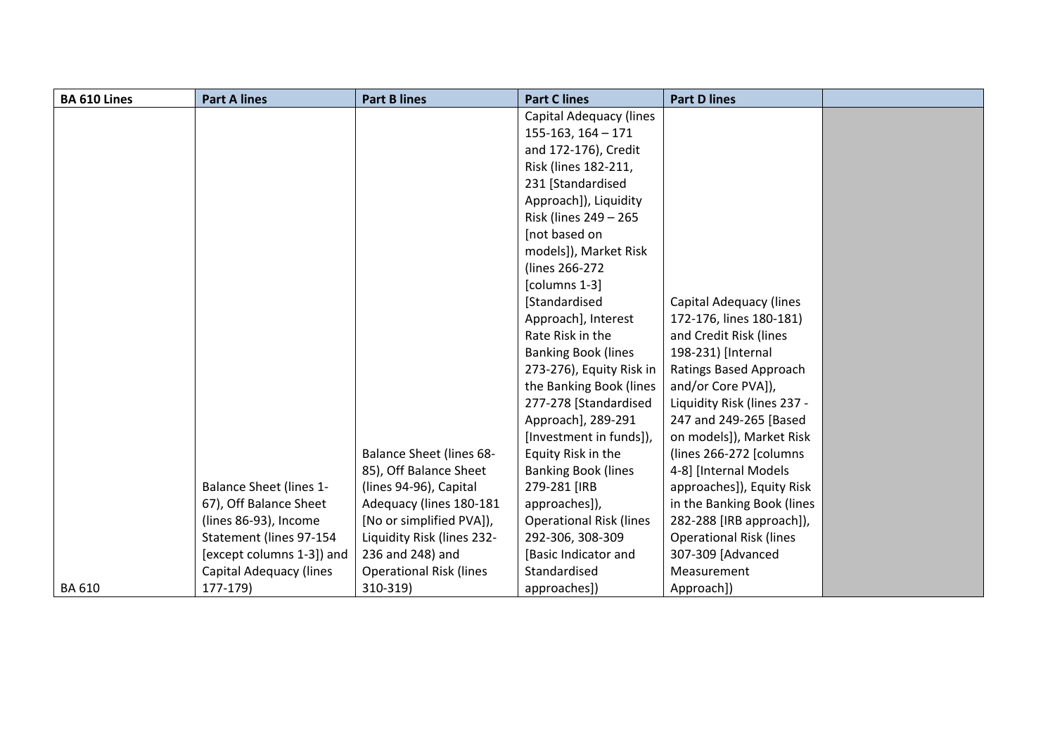| BA 610 Lines | Part A lines | Part B lines | Part C lines | Part D lines | |
|---|---|---|---|---|---|
| BA 610 | Balance Sheet (lines 1-67), Off Balance Sheet (lines 86-93), Income Statement (lines 97-154 [except columns 1-3]) and Capital Adequacy (lines 177-179) | Balance Sheet (lines 68-85), Off Balance Sheet (lines 94-96), Capital Adequacy (lines 180-181 [No or simplified PVA]), Liquidity Risk (lines 232-236 and 248) and Operational Risk (lines 310-319) | Capital Adequacy (lines 155-163, 164 – 171 and 172-176), Credit Risk (lines 182-211, 231 [Standardised Approach]), Liquidity Risk (lines 249 – 265 [not based on models]), Market Risk (lines 266-272 [columns 1-3] [Standardised Approach], Interest Rate Risk in the Banking Book (lines 273-276), Equity Risk in the Banking Book (lines 277-278 [Standardised Approach], 289-291 [Investment in funds]), Equity Risk in the Banking Book (lines 279-281 [IRB approaches]), Operational Risk (lines 292-306, 308-309 [Basic Indicator and Standardised approaches]) | Capital Adequacy (lines 172-176, lines 180-181) and Credit Risk (lines 198-231) [Internal Ratings Based Approach and/or Core PVA]), Liquidity Risk (lines 237 - 247 and 249-265 [Based on models]), Market Risk (lines 266-272 [columns 4-8] [Internal Models approaches]), Equity Risk in the Banking Book (lines 282-288 [IRB approach]), Operational Risk (lines 307-309 [Advanced Measurement Approach]) | |